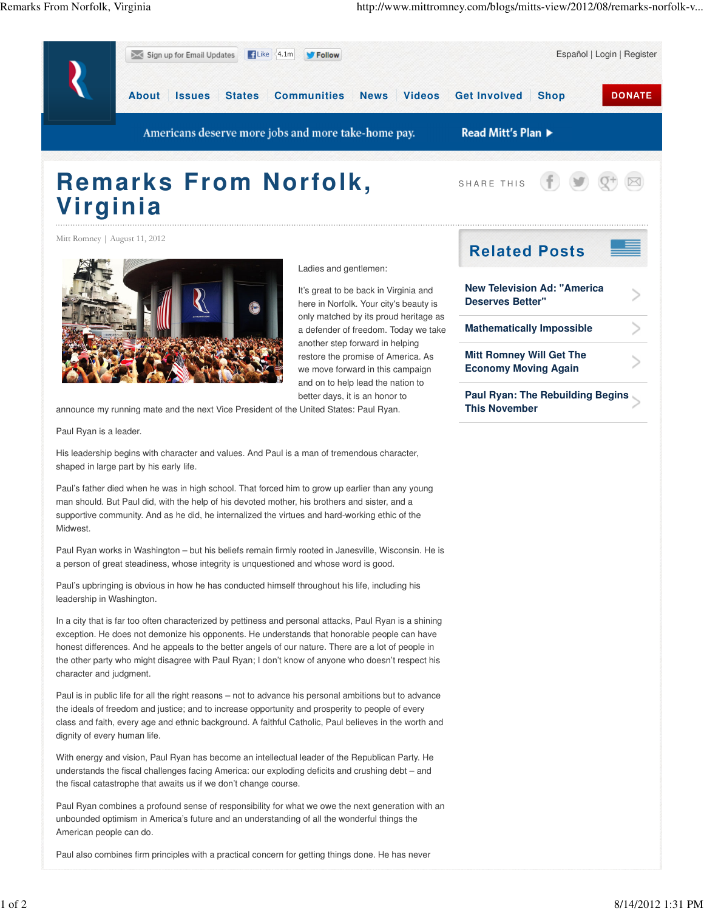# Remarks From Norfolk, Virginia

Mitt Romney | August 11, 2012

Ladies and gentlemen:

It's great to be back in Virginia and here in Norfolk. Your city's beauty is only matched by its proud heritage as a defender of freedom. Today we take another step forward in helping restore the promise of America. As we move forward in this campaign and on to help lead the nation to better days, it is an honor to announce my running mate and the next Vice President of the United States: Paul Ryan.

Paul Ryan is a leader.

His leadership begins with character and values. And Paul is a man of tremendous character, shaped in large part by his early life.

Paul's father died when he was in high school. That forced him to grow up earlier than any young man should. But Paul did, with the help of his devoted mother, his brothers and sister, and a supportive community. And as he did, he internalized the virtues and hard-working ethic of the Midwest.

Paul Ryan works in Washington – but his beliefs remain firmly rooted in Janesville, Wisconsin. He is a person of great steadiness, whose integrity is unquestioned and whose word is good.

Paul's upbringing is obvious in how he has conducted himself throughout his life, including his leadership in Washington.

In a city that is far too often characterized by pettiness and personal attacks, Paul Ryan is a shining exception. He does not demonize his opponents. He understands that honorable people can have honest differences. And he appeals to the better angels of our nature. There are a lot of people in the other party who might disagree with Paul Ryan; I don't know of anyone who doesn't respect his character and judgment.

Paul is in public life for all the right reasons – not to advance his personal ambitions but to advance the ideals of freedom and justice; and to increase opportunity and prosperity to people of every class and faith, every age and ethnic background. A faithful Catholic, Paul believes in the worth and dignity of every human life.

With energy and vision, Paul Ryan has become an intellectual leader of the Republican Party. He understands the fiscal challenges facing America: our exploding deficits and crushing debt – and the fiscal catastrophe that awaits us if we don't change course.

Paul Ryan combines a profound sense of responsibility for what we owe the next generation with an unbounded optimism in America's future and an understanding of all the wonderful things the American people can do.

Paul also combines firm principles with a practical concern for getting things done. He has never

## Related Posts

- New Television Ad: "America Deserves Better"
- Mathematically Impossible
- Mitt Romney Will Get The Economy Moving Again
- Paul Ryan: The Rebuilding Begins This November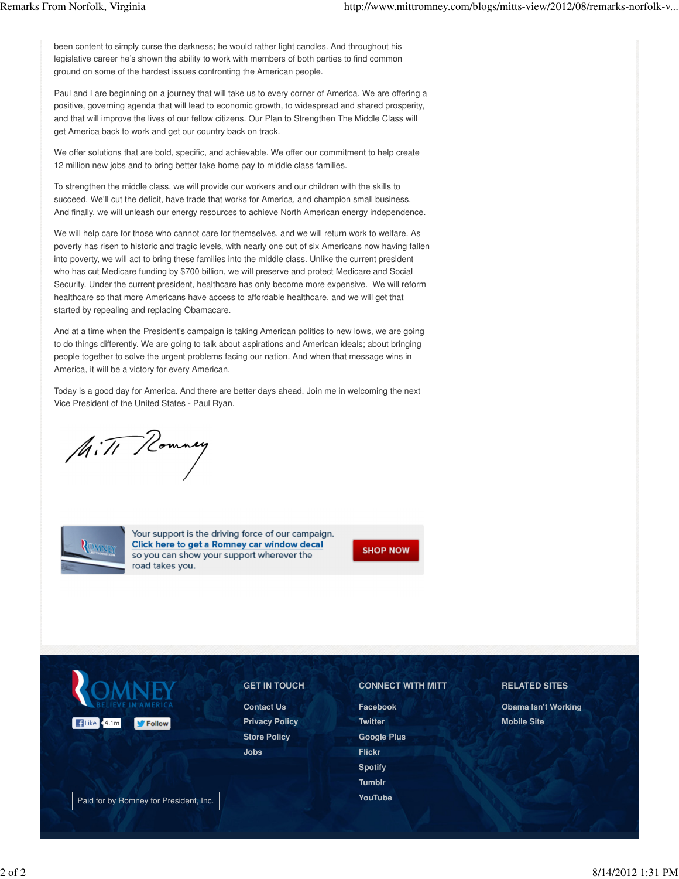been content to simply curse the darkness; he would rather light candles. And throughout his legislative career he's shown the ability to work with members of both parties to find common ground on some of the hardest issues confronting the American people.

Paul and I are beginning on a journey that will take us to every corner of America. We are offering a positive, governing agenda that will lead to economic growth, to widespread and shared prosperity, and that will improve the lives of our fellow citizens. Our Plan to Strengthen The Middle Class will get America back to work and get our country back on track.

We offer solutions that are bold, specific, and achievable. We offer our commitment to help create 12 million new jobs and to bring better take home pay to middle class families.

To strengthen the middle class, we will provide our workers and our children with the skills to succeed. We'll cut the deficit, have trade that works for America, and champion small business. And finally, we will unleash our energy resources to achieve North American energy independence.

We will help care for those who cannot care for themselves, and we will return work to welfare. As poverty has risen to historic and tragic levels, with nearly one out of six Americans now having fallen into poverty, we will act to bring these families into the middle class. Unlike the current president who has cut Medicare funding by $700 billion, we will preserve and protect Medicare and Social Security. Under the current president, healthcare has only become more expensive. We will reform healthcare so that more Americans have access to affordable healthcare, and we will get that started by repealing and replacing Obamacare.

And at a time when the President's campaign is taking American politics to new lows, we are going to do things differently. We are going to talk about aspirations and American ideals; about bringing people together to solve the urgent problems facing our nation. And when that message wins in America, it will be a victory for every American.

Today is a good day for America. And there are better days ahead. Join me in welcoming the next Vice President of the United States - Paul Ryan.

Mitt Romney

Your support is the driving force of our campaign. **Click here to get a Romney car window decal** so you can show your support wherever the road takes you.

**SHOP NOW**

ROMNEY
BELIEVE IN AMERICA

Like 4.1m Follow

**GET IN TOUCH**

- Contact Us
- Privacy Policy
- Store Policy
- Jobs

**CONNECT WITH MITT**

- Facebook
- Twitter
- Google Plus
- Flickr
- Spotify
- Tumblr
- YouTube

**RELATED SITES**

- Obama Isn't Working
- Mobile Site

Paid for by Romney for President, Inc.